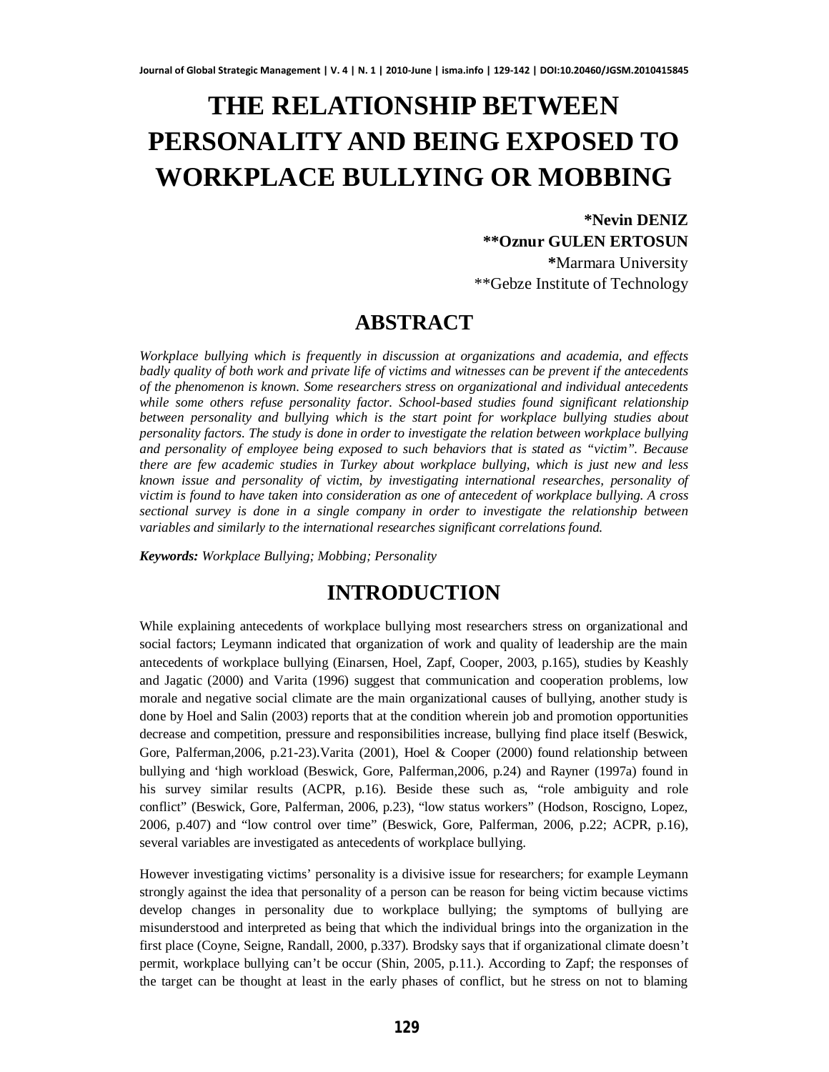# THE RELATIONSHIP BETWEEN PERSONALITY AND BEING EXPOSED TO WORKPLACE BULLYING OR MOBBING

**\*Nevin DENIZ**
**\*\*Oznur GULEN ERTOSUN**
**\***Marmara University
\*\*Gebze Institute of Technology

## ABSTRACT

*Workplace bullying which is frequently in discussion at organizations and academia, and effects badly quality of both work and private life of victims and witnesses can be prevent if the antecedents of the phenomenon is known. Some researchers stress on organizational and individual antecedents while some others refuse personality factor. School-based studies found significant relationship between personality and bullying which is the start point for workplace bullying studies about personality factors. The study is done in order to investigate the relation between workplace bullying and personality of employee being exposed to such behaviors that is stated as "victim". Because there are few academic studies in Turkey about workplace bullying, which is just new and less known issue and personality of victim, by investigating international researches, personality of victim is found to have taken into consideration as one of antecedent of workplace bullying. A cross sectional survey is done in a single company in order to investigate the relationship between variables and similarly to the international researches significant correlations found.*

***Keywords:*** *Workplace Bullying; Mobbing; Personality*

## INTRODUCTION

While explaining antecedents of workplace bullying most researchers stress on organizational and social factors; Leymann indicated that organization of work and quality of leadership are the main antecedents of workplace bullying (Einarsen, Hoel, Zapf, Cooper, 2003, p.165), studies by Keashly and Jagatic (2000) and Varita (1996) suggest that communication and cooperation problems, low morale and negative social climate are the main organizational causes of bullying, another study is done by Hoel and Salin (2003) reports that at the condition wherein job and promotion opportunities decrease and competition, pressure and responsibilities increase, bullying find place itself (Beswick, Gore, Palferman,2006, p.21-23).Varita (2001), Hoel & Cooper (2000) found relationship between bullying and 'high workload (Beswick, Gore, Palferman,2006, p.24) and Rayner (1997a) found in his survey similar results (ACPR, p.16). Beside these such as, "role ambiguity and role conflict" (Beswick, Gore, Palferman, 2006, p.23), "low status workers" (Hodson, Roscigno, Lopez, 2006, p.407) and "low control over time" (Beswick, Gore, Palferman, 2006, p.22; ACPR, p.16), several variables are investigated as antecedents of workplace bullying.

However investigating victims' personality is a divisive issue for researchers; for example Leymann strongly against the idea that personality of a person can be reason for being victim because victims develop changes in personality due to workplace bullying; the symptoms of bullying are misunderstood and interpreted as being that which the individual brings into the organization in the first place (Coyne, Seigne, Randall, 2000, p.337). Brodsky says that if organizational climate doesn't permit, workplace bullying can't be occur (Shin, 2005, p.11.). According to Zapf; the responses of the target can be thought at least in the early phases of conflict, but he stress on not to blaming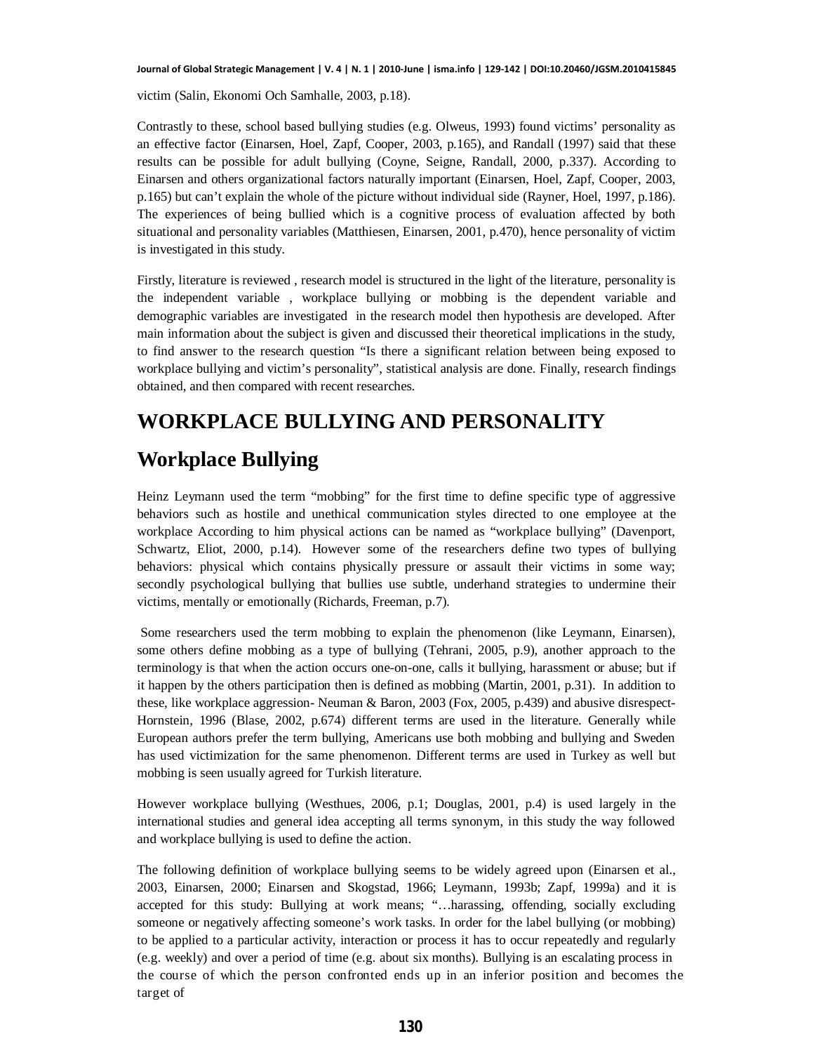victim (Salin, Ekonomi Och Samhalle, 2003, p.18).

Contrastly to these, school based bullying studies (e.g. Olweus, 1993) found victims' personality as an effective factor (Einarsen, Hoel, Zapf, Cooper, 2003, p.165), and Randall (1997) said that these results can be possible for adult bullying (Coyne, Seigne, Randall, 2000, p.337). According to Einarsen and others organizational factors naturally important (Einarsen, Hoel, Zapf, Cooper, 2003, p.165) but can't explain the whole of the picture without individual side (Rayner, Hoel, 1997, p.186). The experiences of being bullied which is a cognitive process of evaluation affected by both situational and personality variables (Matthiesen, Einarsen, 2001, p.470), hence personality of victim is investigated in this study.

Firstly, literature is reviewed , research model is structured in the light of the literature, personality is the independent variable , workplace bullying or mobbing is the dependent variable and demographic variables are investigated in the research model then hypothesis are developed. After main information about the subject is given and discussed their theoretical implications in the study, to find answer to the research question "Is there a significant relation between being exposed to workplace bullying and victim's personality", statistical analysis are done. Finally, research findings obtained, and then compared with recent researches.

# WORKPLACE BULLYING AND PERSONALITY

## Workplace Bullying

Heinz Leymann used the term "mobbing" for the first time to define specific type of aggressive behaviors such as hostile and unethical communication styles directed to one employee at the workplace According to him physical actions can be named as "workplace bullying" (Davenport, Schwartz, Eliot, 2000, p.14). However some of the researchers define two types of bullying behaviors: physical which contains physically pressure or assault their victims in some way; secondly psychological bullying that bullies use subtle, underhand strategies to undermine their victims, mentally or emotionally (Richards, Freeman, p.7).

Some researchers used the term mobbing to explain the phenomenon (like Leymann, Einarsen), some others define mobbing as a type of bullying (Tehrani, 2005, p.9), another approach to the terminology is that when the action occurs one-on-one, calls it bullying, harassment or abuse; but if it happen by the others participation then is defined as mobbing (Martin, 2001, p.31). In addition to these, like workplace aggression- Neuman & Baron, 2003 (Fox, 2005, p.439) and abusive disrespect- Hornstein, 1996 (Blase, 2002, p.674) different terms are used in the literature. Generally while European authors prefer the term bullying, Americans use both mobbing and bullying and Sweden has used victimization for the same phenomenon. Different terms are used in Turkey as well but mobbing is seen usually agreed for Turkish literature.

However workplace bullying (Westhues, 2006, p.1; Douglas, 2001, p.4) is used largely in the international studies and general idea accepting all terms synonym, in this study the way followed and workplace bullying is used to define the action.

The following definition of workplace bullying seems to be widely agreed upon (Einarsen et al., 2003, Einarsen, 2000; Einarsen and Skogstad, 1966; Leymann, 1993b; Zapf, 1999a) and it is accepted for this study: Bullying at work means; "…harassing, offending, socially excluding someone or negatively affecting someone's work tasks. In order for the label bullying (or mobbing) to be applied to a particular activity, interaction or process it has to occur repeatedly and regularly (e.g. weekly) and over a period of time (e.g. about six months). Bullying is an escalating process in the course of which the person confronted ends up in an inferior position and becomes the target of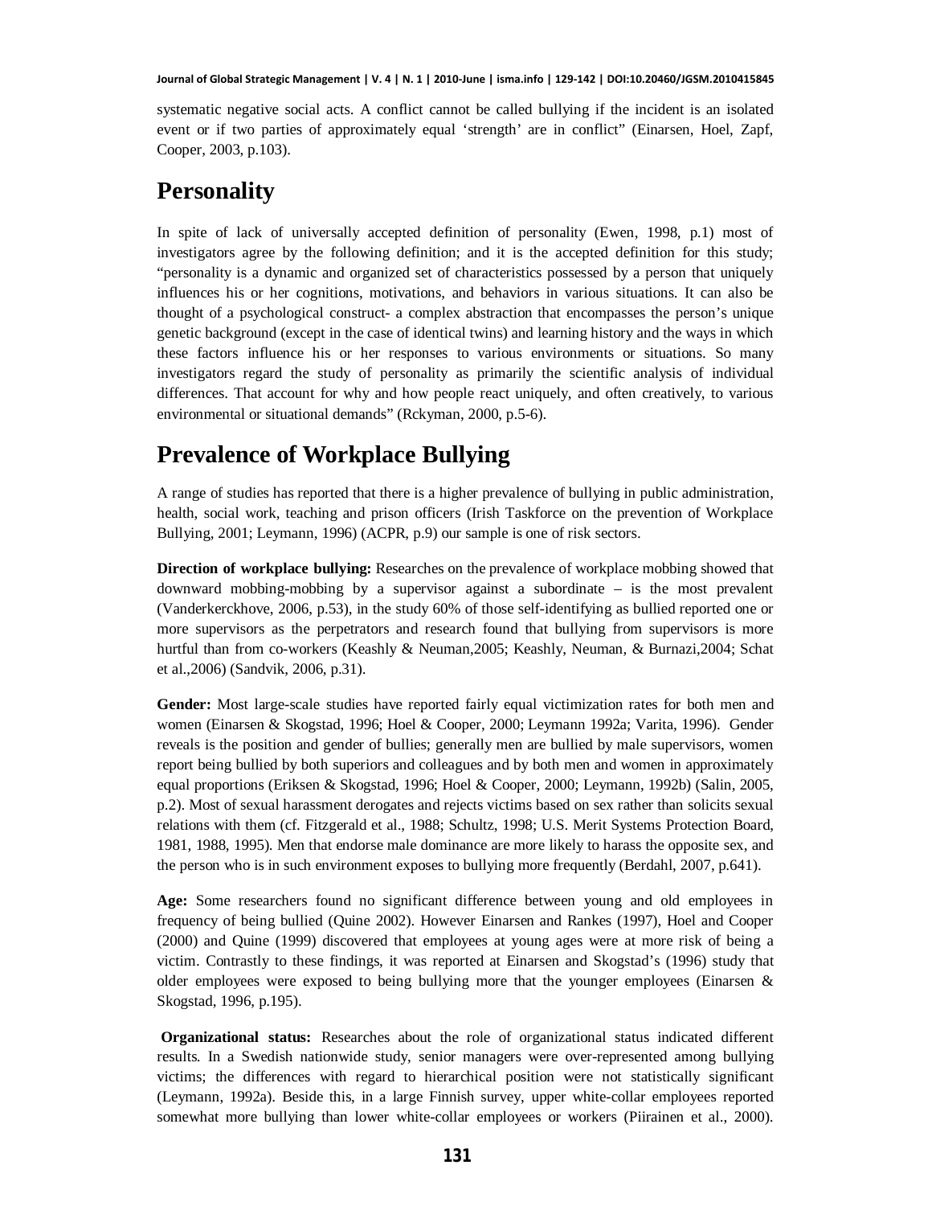systematic negative social acts. A conflict cannot be called bullying if the incident is an isolated event or if two parties of approximately equal 'strength' are in conflict" (Einarsen, Hoel, Zapf, Cooper, 2003, p.103).

## Personality

In spite of lack of universally accepted definition of personality (Ewen, 1998, p.1) most of investigators agree by the following definition; and it is the accepted definition for this study; "personality is a dynamic and organized set of characteristics possessed by a person that uniquely influences his or her cognitions, motivations, and behaviors in various situations. It can also be thought of a psychological construct- a complex abstraction that encompasses the person's unique genetic background (except in the case of identical twins) and learning history and the ways in which these factors influence his or her responses to various environments or situations. So many investigators regard the study of personality as primarily the scientific analysis of individual differences. That account for why and how people react uniquely, and often creatively, to various environmental or situational demands" (Rckyman, 2000, p.5-6).

## Prevalence of Workplace Bullying

A range of studies has reported that there is a higher prevalence of bullying in public administration, health, social work, teaching and prison officers (Irish Taskforce on the prevention of Workplace Bullying, 2001; Leymann, 1996) (ACPR, p.9) our sample is one of risk sectors.

**Direction of workplace bullying:** Researches on the prevalence of workplace mobbing showed that downward mobbing-mobbing by a supervisor against a subordinate – is the most prevalent (Vanderkerckhove, 2006, p.53), in the study 60% of those self-identifying as bullied reported one or more supervisors as the perpetrators and research found that bullying from supervisors is more hurtful than from co-workers (Keashly & Neuman,2005; Keashly, Neuman, & Burnazi,2004; Schat et al.,2006) (Sandvik, 2006, p.31).

**Gender:** Most large-scale studies have reported fairly equal victimization rates for both men and women (Einarsen & Skogstad, 1996; Hoel & Cooper, 2000; Leymann 1992a; Varita, 1996). Gender reveals is the position and gender of bullies; generally men are bullied by male supervisors, women report being bullied by both superiors and colleagues and by both men and women in approximately equal proportions (Eriksen & Skogstad, 1996; Hoel & Cooper, 2000; Leymann, 1992b) (Salin, 2005, p.2). Most of sexual harassment derogates and rejects victims based on sex rather than solicits sexual relations with them (cf. Fitzgerald et al., 1988; Schultz, 1998; U.S. Merit Systems Protection Board, 1981, 1988, 1995). Men that endorse male dominance are more likely to harass the opposite sex, and the person who is in such environment exposes to bullying more frequently (Berdahl, 2007, p.641).

**Age:** Some researchers found no significant difference between young and old employees in frequency of being bullied (Quine 2002). However Einarsen and Rankes (1997), Hoel and Cooper (2000) and Quine (1999) discovered that employees at young ages were at more risk of being a victim. Contrastly to these findings, it was reported at Einarsen and Skogstad's (1996) study that older employees were exposed to being bullying more that the younger employees (Einarsen & Skogstad, 1996, p.195).

**Organizational status:** Researches about the role of organizational status indicated different results. In a Swedish nationwide study, senior managers were over-represented among bullying victims; the differences with regard to hierarchical position were not statistically significant (Leymann, 1992a). Beside this, in a large Finnish survey, upper white-collar employees reported somewhat more bullying than lower white-collar employees or workers (Piirainen et al., 2000).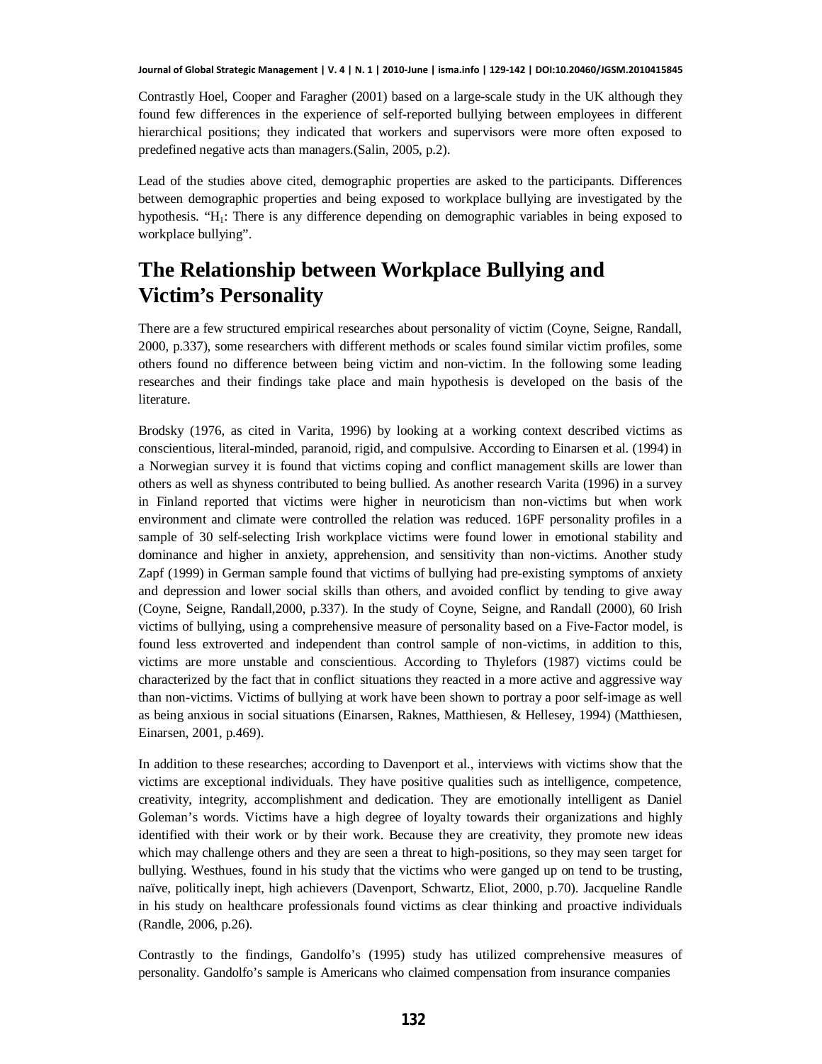Contrastly Hoel, Cooper and Faragher (2001) based on a large-scale study in the UK although they found few differences in the experience of self-reported bullying between employees in different hierarchical positions; they indicated that workers and supervisors were more often exposed to predefined negative acts than managers.(Salin, 2005, p.2).

Lead of the studies above cited, demographic properties are asked to the participants. Differences between demographic properties and being exposed to workplace bullying are investigated by the hypothesis. "$H_1$: There is any difference depending on demographic variables in being exposed to workplace bullying".

# The Relationship between Workplace Bullying and Victim's Personality

There are a few structured empirical researches about personality of victim (Coyne, Seigne, Randall, 2000, p.337), some researchers with different methods or scales found similar victim profiles, some others found no difference between being victim and non-victim. In the following some leading researches and their findings take place and main hypothesis is developed on the basis of the literature.

Brodsky (1976, as cited in Varita, 1996) by looking at a working context described victims as conscientious, literal-minded, paranoid, rigid, and compulsive. According to Einarsen et al. (1994) in a Norwegian survey it is found that victims coping and conflict management skills are lower than others as well as shyness contributed to being bullied. As another research Varita (1996) in a survey in Finland reported that victims were higher in neuroticism than non-victims but when work environment and climate were controlled the relation was reduced. 16PF personality profiles in a sample of 30 self-selecting Irish workplace victims were found lower in emotional stability and dominance and higher in anxiety, apprehension, and sensitivity than non-victims. Another study Zapf (1999) in German sample found that victims of bullying had pre-existing symptoms of anxiety and depression and lower social skills than others, and avoided conflict by tending to give away (Coyne, Seigne, Randall,2000, p.337). In the study of Coyne, Seigne, and Randall (2000), 60 Irish victims of bullying, using a comprehensive measure of personality based on a Five-Factor model, is found less extroverted and independent than control sample of non-victims, in addition to this, victims are more unstable and conscientious. According to Thylefors (1987) victims could be characterized by the fact that in conflict situations they reacted in a more active and aggressive way than non-victims. Victims of bullying at work have been shown to portray a poor self-image as well as being anxious in social situations (Einarsen, Raknes, Matthiesen, & Hellesey, 1994) (Matthiesen, Einarsen, 2001, p.469).

In addition to these researches; according to Davenport et al., interviews with victims show that the victims are exceptional individuals. They have positive qualities such as intelligence, competence, creativity, integrity, accomplishment and dedication. They are emotionally intelligent as Daniel Goleman's words. Victims have a high degree of loyalty towards their organizations and highly identified with their work or by their work. Because they are creativity, they promote new ideas which may challenge others and they are seen a threat to high-positions, so they may seen target for bullying. Westhues, found in his study that the victims who were ganged up on tend to be trusting, naïve, politically inept, high achievers (Davenport, Schwartz, Eliot, 2000, p.70). Jacqueline Randle in his study on healthcare professionals found victims as clear thinking and proactive individuals (Randle, 2006, p.26).

Contrastly to the findings, Gandolfo's (1995) study has utilized comprehensive measures of personality. Gandolfo's sample is Americans who claimed compensation from insurance companies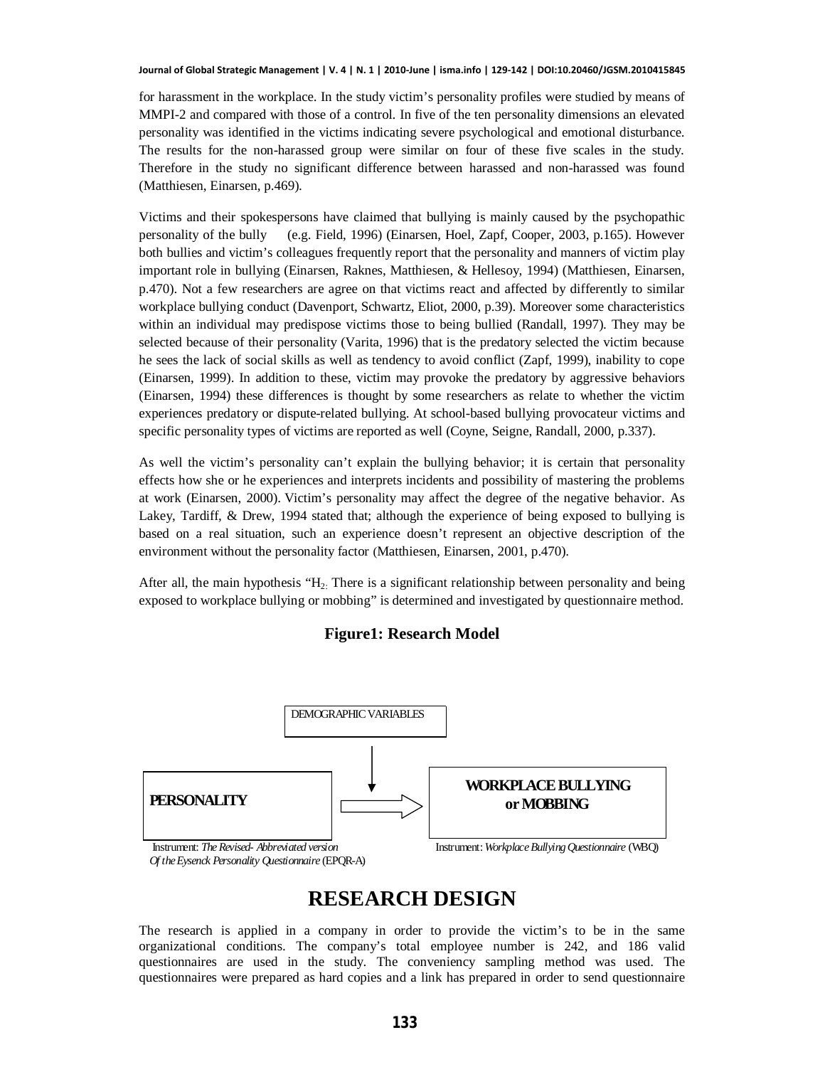for harassment in the workplace. In the study victim's personality profiles were studied by means of MMPI-2 and compared with those of a control. In five of the ten personality dimensions an elevated personality was identified in the victims indicating severe psychological and emotional disturbance. The results for the non-harassed group were similar on four of these five scales in the study. Therefore in the study no significant difference between harassed and non-harassed was found (Matthiesen, Einarsen, p.469).

Victims and their spokespersons have claimed that bullying is mainly caused by the psychopathic personality of the bully (e.g. Field, 1996) (Einarsen, Hoel, Zapf, Cooper, 2003, p.165). However both bullies and victim's colleagues frequently report that the personality and manners of victim play important role in bullying (Einarsen, Raknes, Matthiesen, & Hellesoy, 1994) (Matthiesen, Einarsen, p.470). Not a few researchers are agree on that victims react and affected by differently to similar workplace bullying conduct (Davenport, Schwartz, Eliot, 2000, p.39). Moreover some characteristics within an individual may predispose victims those to being bullied (Randall, 1997). They may be selected because of their personality (Varita, 1996) that is the predatory selected the victim because he sees the lack of social skills as well as tendency to avoid conflict (Zapf, 1999), inability to cope (Einarsen, 1999). In addition to these, victim may provoke the predatory by aggressive behaviors (Einarsen, 1994) these differences is thought by some researchers as relate to whether the victim experiences predatory or dispute-related bullying. At school-based bullying provocateur victims and specific personality types of victims are reported as well (Coyne, Seigne, Randall, 2000, p.337).

As well the victim's personality can't explain the bullying behavior; it is certain that personality effects how she or he experiences and interprets incidents and possibility of mastering the problems at work (Einarsen, 2000). Victim's personality may affect the degree of the negative behavior. As Lakey, Tardiff, & Drew, 1994 stated that; although the experience of being exposed to bullying is based on a real situation, such an experience doesn't represent an objective description of the environment without the personality factor (Matthiesen, Einarsen, 2001, p.470).

After all, the main hypothesis "$H_2$: There is a significant relationship between personality and being exposed to workplace bullying or mobbing" is determined and investigated by questionnaire method.

**Figure1: Research Model**

DEMOGRAPHIC VARIABLES

PERSONALITY → WORKPLACE BULLYING or MOBBING

Instrument: *The Revised- Abbreviated version Of the Eysenck Personality Questionnaire* (EPQR-A)

Instrument: *Workplace Bullying Questionnaire* (WBQ)

# RESEARCH DESIGN

The research is applied in a company in order to provide the victim's to be in the same organizational conditions. The company's total employee number is 242, and 186 valid questionnaires are used in the study. The conveniency sampling method was used. The questionnaires were prepared as hard copies and a link has prepared in order to send questionnaire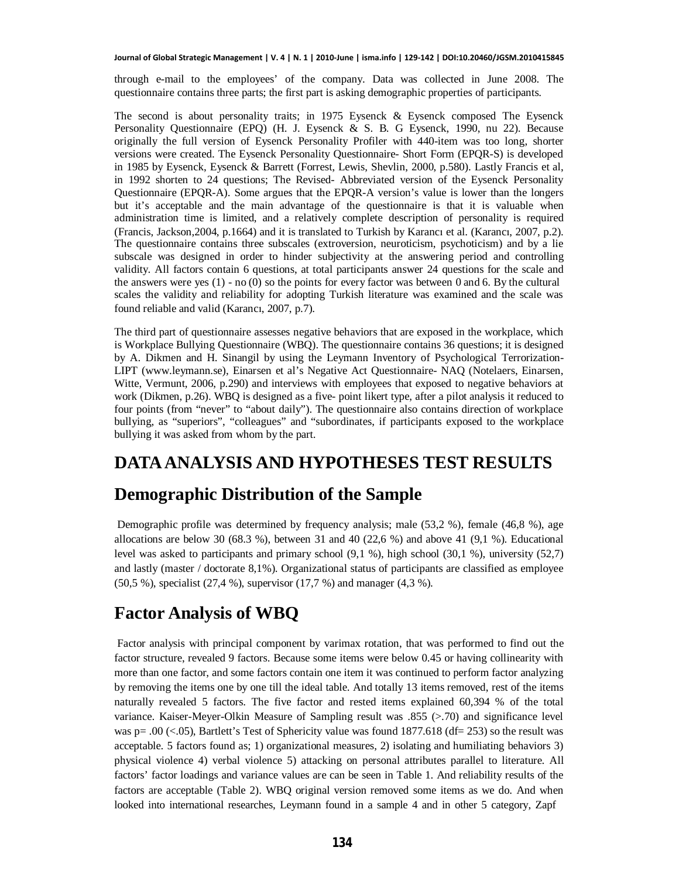through e-mail to the employees' of the company. Data was collected in June 2008. The questionnaire contains three parts; the first part is asking demographic properties of participants.

The second is about personality traits; in 1975 Eysenck & Eysenck composed The Eysenck Personality Questionnaire (EPQ) (H. J. Eysenck & S. B. G Eysenck, 1990, nu 22). Because originally the full version of Eysenck Personality Profiler with 440-item was too long, shorter versions were created. The Eysenck Personality Questionnaire- Short Form (EPQR-S) is developed in 1985 by Eysenck, Eysenck & Barrett (Forrest, Lewis, Shevlin, 2000, p.580). Lastly Francis et al, in 1992 shorten to 24 questions; The Revised- Abbreviated version of the Eysenck Personality Questionnaire (EPQR-A). Some argues that the EPQR-A version's value is lower than the longers but it's acceptable and the main advantage of the questionnaire is that it is valuable when administration time is limited, and a relatively complete description of personality is required (Francis, Jackson,2004, p.1664) and it is translated to Turkish by Karancı et al. (Karancı, 2007, p.2). The questionnaire contains three subscales (extroversion, neuroticism, psychoticism) and by a lie subscale was designed in order to hinder subjectivity at the answering period and controlling validity. All factors contain 6 questions, at total participants answer 24 questions for the scale and the answers were yes (1) - no (0) so the points for every factor was between 0 and 6. By the cultural scales the validity and reliability for adopting Turkish literature was examined and the scale was found reliable and valid (Karancı, 2007, p.7).

The third part of questionnaire assesses negative behaviors that are exposed in the workplace, which is Workplace Bullying Questionnaire (WBQ). The questionnaire contains 36 questions; it is designed by A. Dikmen and H. Sinangil by using the Leymann Inventory of Psychological Terrorization- LIPT (www.leymann.se), Einarsen et al's Negative Act Questionnaire- NAQ (Notelaers, Einarsen, Witte, Vermunt, 2006, p.290) and interviews with employees that exposed to negative behaviors at work (Dikmen, p.26). WBQ is designed as a five- point likert type, after a pilot analysis it reduced to four points (from "never" to "about daily"). The questionnaire also contains direction of workplace bullying, as "superiors", "colleagues" and "subordinates, if participants exposed to the workplace bullying it was asked from whom by the part.

# DATA ANALYSIS AND HYPOTHESES TEST RESULTS

## Demographic Distribution of the Sample

Demographic profile was determined by frequency analysis; male (53,2 %), female (46,8 %), age allocations are below 30 (68.3 %), between 31 and 40 (22,6 %) and above 41 (9,1 %). Educational level was asked to participants and primary school (9,1 %), high school (30,1 %), university (52,7) and lastly (master / doctorate 8,1%). Organizational status of participants are classified as employee (50,5 %), specialist (27,4 %), supervisor (17,7 %) and manager (4,3 %).

## Factor Analysis of WBQ

Factor analysis with principal component by varimax rotation, that was performed to find out the factor structure, revealed 9 factors. Because some items were below 0.45 or having collinearity with more than one factor, and some factors contain one item it was continued to perform factor analyzing by removing the items one by one till the ideal table. And totally 13 items removed, rest of the items naturally revealed 5 factors. The five factor and rested items explained 60,394 % of the total variance. Kaiser-Meyer-Olkin Measure of Sampling result was .855 (>.70) and significance level was p= .00 (<.05), Bartlett's Test of Sphericity value was found 1877.618 (df= 253) so the result was acceptable. 5 factors found as; 1) organizational measures, 2) isolating and humiliating behaviors 3) physical violence 4) verbal violence 5) attacking on personal attributes parallel to literature. All factors' factor loadings and variance values are can be seen in Table 1. And reliability results of the factors are acceptable (Table 2). WBQ original version removed some items as we do. And when looked into international researches, Leymann found in a sample 4 and in other 5 category, Zapf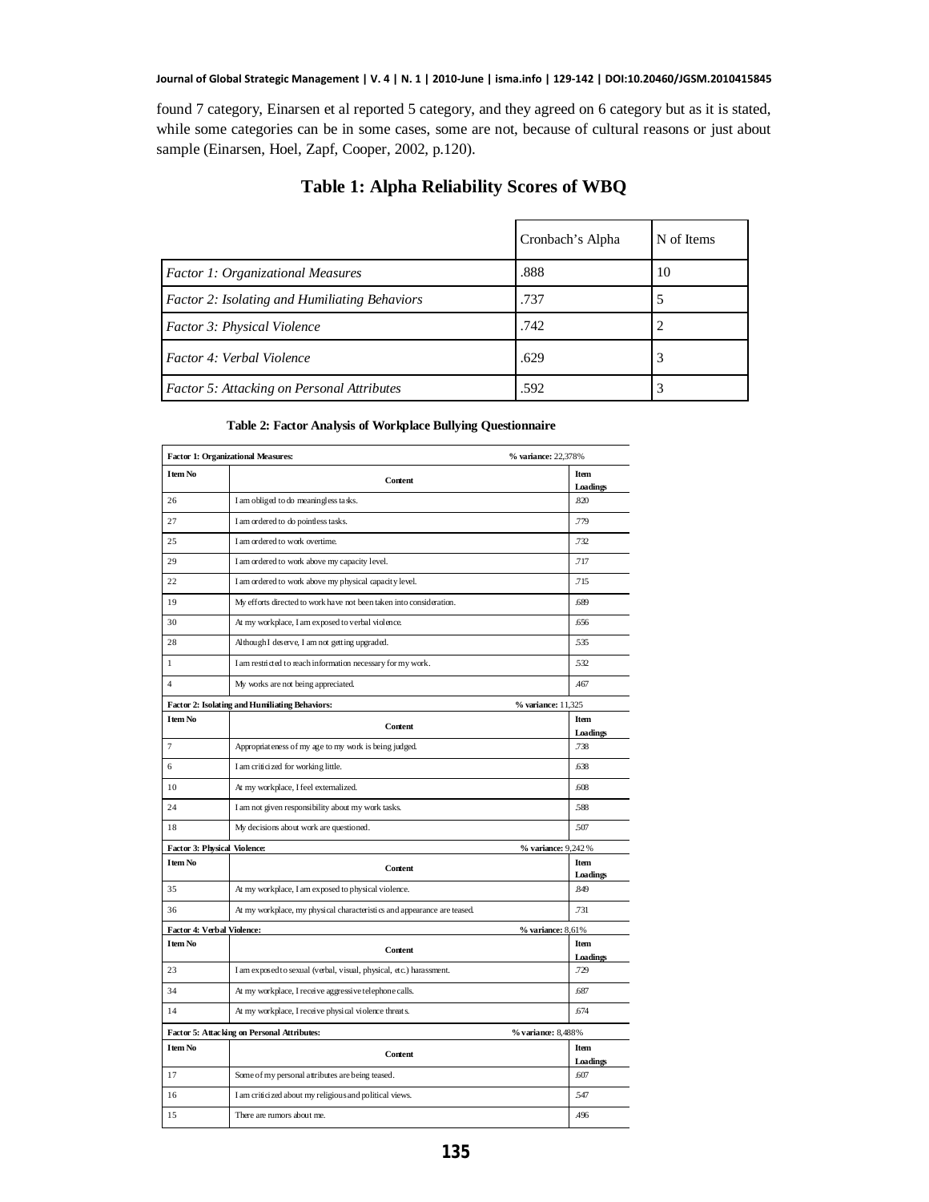found 7 category, Einarsen et al reported 5 category, and they agreed on 6 category but as it is stated, while some categories can be in some cases, some are not, because of cultural reasons or just about sample (Einarsen, Hoel, Zapf, Cooper, 2002, p.120).

## Table 1: Alpha Reliability Scores of WBQ

| | Cronbach's Alpha | N of Items |
|---|---|---|
| *Factor 1: Organizational Measures* | .888 | 10 |
| *Factor 2: Isolating and Humiliating Behaviors* | .737 | 5 |
| *Factor 3: Physical Violence* | .742 | 2 |
| *Factor 4: Verbal Violence* | .629 | 3 |
| *Factor 5: Attacking on Personal Attributes* | .592 | 3 |

**Table 2: Factor Analysis of Workplace Bullying Questionnaire**

| **Factor 1: Organizational Measures:** | **% variance:** 22,378% | |
|---|---|---|
| **Item No** | **Content** | **Item Loadings** |
| 26 | I am obliged to do meaningless tasks. | .820 |
| 27 | I am ordered to do pointless tasks. | .779 |
| 25 | I am ordered to work overtime. | .732 |
| 29 | I am ordered to work above my capacity level. | .717 |
| 22 | I am ordered to work above my physical capacity level. | .715 |
| 19 | My efforts directed to work have not been taken into consideration. | .689 |
| 30 | At my workplace, I am exposed to verbal violence. | .656 |
| 28 | Although I deserve, I am not getting upgraded. | .535 |
| 1 | I am restricted to reach information necessary for my work. | .532 |
| 4 | My works are not being appreciated. | .467 |
| **Factor 2: Isolating and Humiliating Behaviors:** | **% variance:** 11,325 | |
| **Item No** | **Content** | **Item Loadings** |
| 7 | Appropriateness of my age to my work is being judged. | .738 |
| 6 | I am criticized for working little. | .638 |
| 10 | At my workplace, I feel externalized. | .608 |
| 24 | I am not given responsibility about my work tasks. | .588 |
| 18 | My decisions about work are questioned. | .507 |
| **Factor 3: Physical Violence:** | **% variance:** 9,242 % | |
| **Item No** | **Content** | **Item Loadings** |
| 35 | At my workplace, I am exposed to physical violence. | .849 |
| 36 | At my workplace, my physical characteristics and appearance are teased. | .731 |
| **Factor 4: Verbal Violence:** | **% variance:** 8,61% | |
| **Item No** | **Content** | **Item Loadings** |
| 23 | I am exposed to sexual (verbal, visual, physical, etc.) harassment. | .729 |
| 34 | At my workplace, I receive aggressive telephone calls. | .687 |
| 14 | At my workplace, I receive physical violence threats. | .674 |
| **Factor 5: Attacking on Personal Attributes:** | **% variance:** 8,488% | |
| **Item No** | **Content** | **Item Loadings** |
| 17 | Some of my personal attributes are being teased. | .607 |
| 16 | I am criticized about my religious and political views. | .547 |
| 15 | There are rumors about me. | .496 |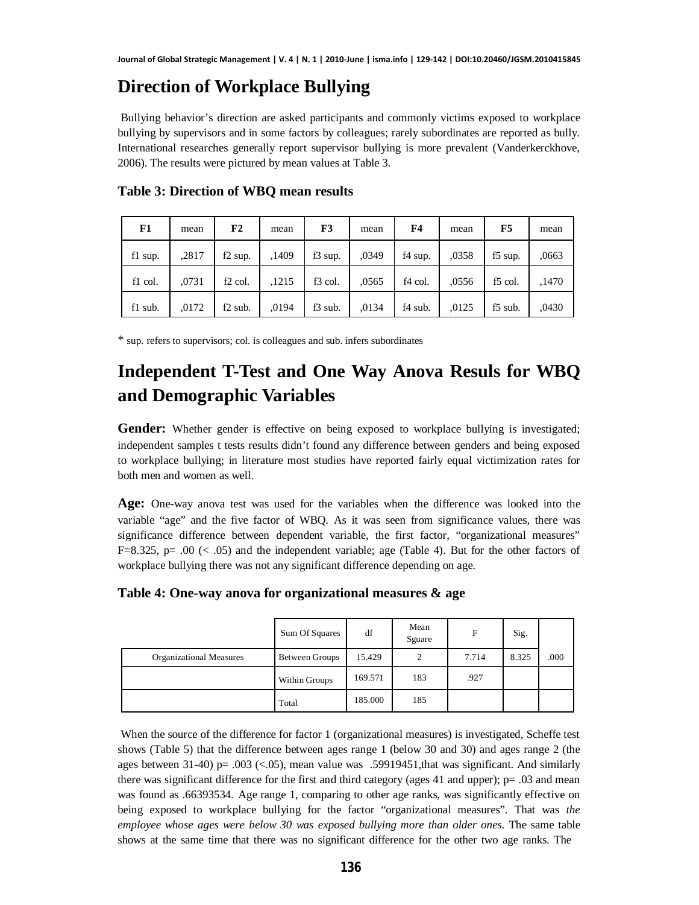## Direction of Workplace Bullying

Bullying behavior's direction are asked participants and commonly victims exposed to workplace bullying by supervisors and in some factors by colleagues; rarely subordinates are reported as bully. International researches generally report supervisor bullying is more prevalent (Vanderkerckhove, 2006). The results were pictured by mean values at Table 3.

**Table 3: Direction of WBQ mean results**

| F1 | mean | F2 | mean | F3 | mean | F4 | mean | F5 | mean |
|---|---|---|---|---|---|---|---|---|---|
| f1 sup. | ,2817 | f2 sup. | ,1409 | f3 sup. | ,0349 | f4 sup. | ,0358 | f5 sup. | ,0663 |
| f1 col. | ,0731 | f2 col. | ,1215 | f3 col. | ,0565 | f4 col. | ,0556 | f5 col. | ,1470 |
| f1 sub. | ,0172 | f2 sub. | ,0194 | f3 sub. | ,0134 | f4 sub. | ,0125 | f5 sub. | ,0430 |

\* sup. refers to supervisors; col. is colleagues and sub. infers subordinates

## Independent T-Test and One Way Anova Resuls for WBQ and Demographic Variables

**Gender:** Whether gender is effective on being exposed to workplace bullying is investigated; independent samples t tests results didn't found any difference between genders and being exposed to workplace bullying; in literature most studies have reported fairly equal victimization rates for both men and women as well.

**Age:** One-way anova test was used for the variables when the difference was looked into the variable "age" and the five factor of WBQ. As it was seen from significance values, there was significance difference between dependent variable, the first factor, "organizational measures" F=8.325, p= .00 (< .05) and the independent variable; age (Table 4). But for the other factors of workplace bullying there was not any significant difference depending on age.

**Table 4: One-way anova for organizational measures & age**

| | Sum Of Squares | df | Mean Sguare | F | Sig. | |
|---|---|---|---|---|---|---|
| Organizational Measures | Between Groups | 15.429 | 2 | 7.714 | 8.325 | .000 |
| | Within Groups | 169.571 | 183 | .927 | | |
| | Total | 185.000 | 185 | | | |

When the source of the difference for factor 1 (organizational measures) is investigated, Scheffe test shows (Table 5) that the difference between ages range 1 (below 30 and 30) and ages range 2 (the ages between 31-40) p= .003 (<.05), mean value was .59919451,that was significant. And similarly there was significant difference for the first and third category (ages 41 and upper); p= .03 and mean was found as .66393534. Age range 1, comparing to other age ranks, was significantly effective on being exposed to workplace bullying for the factor "organizational measures". That was *the employee whose ages were below 30 was exposed bullying more than older ones.* The same table shows at the same time that there was no significant difference for the other two age ranks. The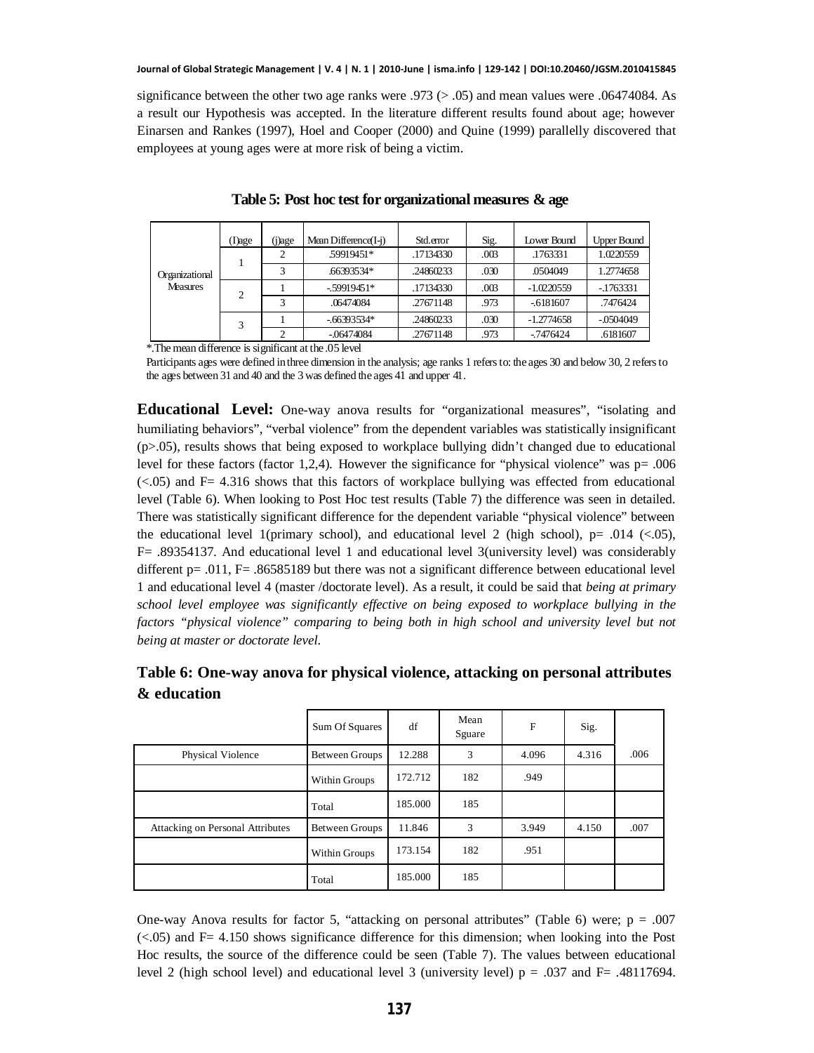significance between the other two age ranks were .973 (> .05) and mean values were .06474084. As a result our Hypothesis was accepted. In the literature different results found about age; however Einarsen and Rankes (1997), Hoel and Cooper (2000) and Quine (1999) parallelly discovered that employees at young ages were at more risk of being a victim.

**Table 5: Post hoc test for organizational measures & age**

| | (I)age | (j)age | Mean Difference(I-j) | Std.error | Sig. | Lower Bound | Upper Bound |
|---|---|---|---|---|---|---|---|
| Organizational Measures | 1 | 2 | .59919451* | .17134330 | .003 | .1763331 | 1.0220559 |
| | | 3 | .66393534* | .24860233 | .030 | .0504049 | 1.2774658 |
| | 2 | 1 | -.59919451* | .17134330 | .003 | -1.0220559 | -.1763331 |
| | | 3 | .06474084 | .27671148 | .973 | -.6181607 | .7476424 |
| | 3 | 1 | -.66393534* | .24860233 | .030 | -1.2774658 | -.0504049 |
| | | 2 | -.06474084 | .27671148 | .973 | -.7476424 | .6181607 |

*.The mean difference is significant at the .05 level

Participants ages were defined in three dimension in the analysis; age ranks 1 refers to: the ages 30 and below 30, 2 refers to the ages between 31 and 40 and the 3 was defined the ages 41 and upper 41.

**Educational Level:** One-way anova results for "organizational measures", "isolating and humiliating behaviors", "verbal violence" from the dependent variables was statistically insignificant (p>.05), results shows that being exposed to workplace bullying didn't changed due to educational level for these factors (factor 1,2,4). However the significance for "physical violence" was p= .006 (<.05) and F= 4.316 shows that this factors of workplace bullying was effected from educational level (Table 6). When looking to Post Hoc test results (Table 7) the difference was seen in detailed. There was statistically significant difference for the dependent variable "physical violence" between the educational level 1(primary school), and educational level 2 (high school), p= .014 (<.05), F= .89354137. And educational level 1 and educational level 3(university level) was considerably different p= .011, F= .86585189 but there was not a significant difference between educational level 1 and educational level 4 (master /doctorate level). As a result, it could be said that *being at primary school level employee was significantly effective on being exposed to workplace bullying in the factors "physical violence" comparing to being both in high school and university level but not being at master or doctorate level.*

**Table 6: One-way anova for physical violence, attacking on personal attributes & education**

| | Sum Of Squares | df | Mean Sguare | F | Sig. | |
|---|---|---|---|---|---|---|
| Physical Violence | Between Groups | 12.288 | 3 | 4.096 | 4.316 | .006 |
| | Within Groups | 172.712 | 182 | .949 | | |
| | Total | 185.000 | 185 | | | |
| Attacking on Personal Attributes | Between Groups | 11.846 | 3 | 3.949 | 4.150 | .007 |
| | Within Groups | 173.154 | 182 | .951 | | |
| | Total | 185.000 | 185 | | | |

One-way Anova results for factor 5, "attacking on personal attributes" (Table 6) were; p = .007 (<.05) and F= 4.150 shows significance difference for this dimension; when looking into the Post Hoc results, the source of the difference could be seen (Table 7). The values between educational level 2 (high school level) and educational level 3 (university level) p = .037 and F= .48117694.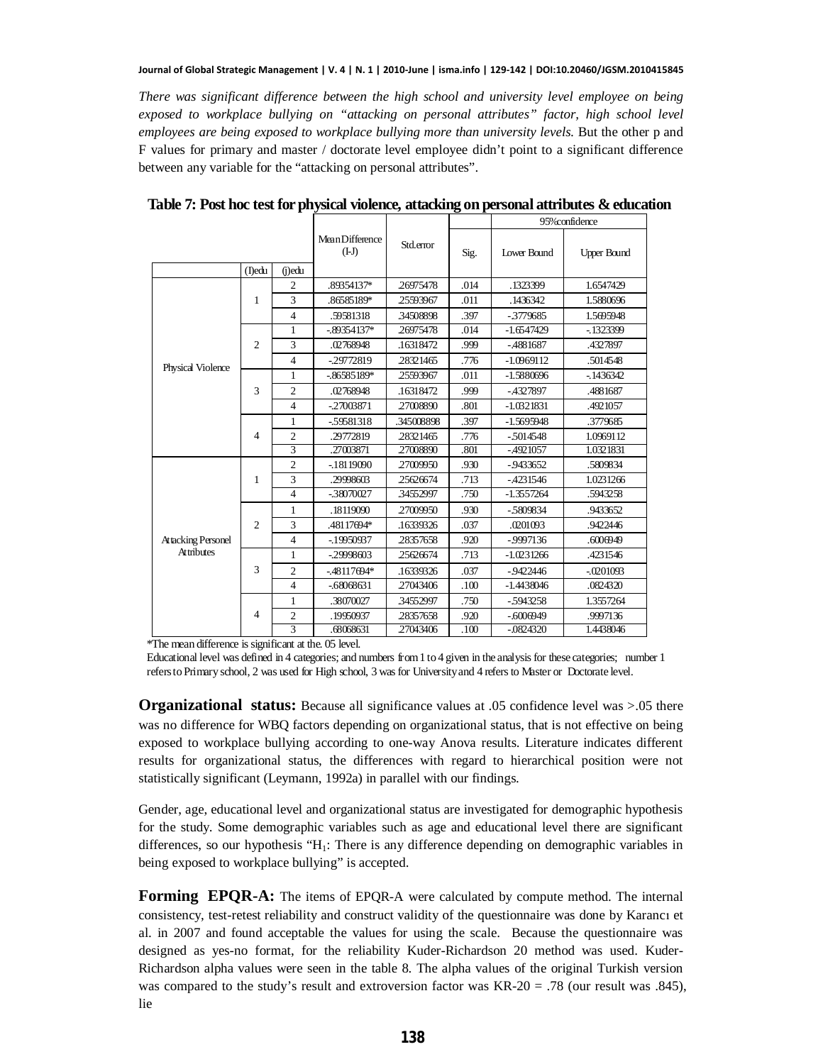*There was significant difference between the high school and university level employee on being exposed to workplace bullying on "attacking on personal attributes" factor, high school level employees are being exposed to workplace bullying more than university levels.* But the other p and F values for primary and master / doctorate level employee didn't point to a significant difference between any variable for the "attacking on personal attributes".

**Table 7: Post hoc test for physical violence, attacking on personal attributes & education**

| | (I)edu | (j)edu | Mean Difference (I-J) | Std.error | Sig. | 95%confidence Lower Bound | 95%confidence Upper Bound |
|---|---|---|---|---|---|---|---|
| Physical Violence | 1 | 2 | .89354137* | .26975478 | .014 | .1323399 | 1.6547429 |
| | | 3 | .86585189* | .25593967 | .011 | .1436342 | 1.5880696 |
| | | 4 | .59581318 | .34508898 | .397 | -.3779685 | 1.5695948 |
| | 2 | 1 | -.89354137* | .26975478 | .014 | -1.6547429 | -.1323399 |
| | | 3 | .02768948 | .16318472 | .999 | -.4881687 | .4327897 |
| | | 4 | -.29772819 | .28321465 | .776 | -1.0969112 | .5014548 |
| | 3 | 1 | -.86585189* | .25593967 | .011 | -1.5880696 | -.1436342 |
| | | 2 | .02768948 | .16318472 | .999 | -.4327897 | .4881687 |
| | | 4 | -.27003871 | .27008890 | .801 | -1.0321831 | .4921057 |
| | 4 | 1 | -.59581318 | .345008898 | .397 | -1.5695948 | .3779685 |
| | | 2 | .29772819 | .28321465 | .776 | -.5014548 | 1.0969112 |
| | | 3 | .27003871 | .27008890 | .801 | -.4921057 | 1.0321831 |
| Attacking Personel Attributes | 1 | 2 | -.18119090 | .27009950 | .930 | -.9433652 | .5809834 |
| | | 3 | .29998603 | .25626674 | .713 | -.4231546 | 1.0231266 |
| | | 4 | -.38070027 | .34552997 | .750 | -1.3557264 | .5943258 |
| | 2 | 1 | .18119090 | .27009950 | .930 | -.5809834 | .9433652 |
| | | 3 | .48117694* | .16339326 | .037 | .0201093 | .9422446 |
| | | 4 | -.19950937 | .28357658 | .920 | -.9997136 | .6006949 |
| | 3 | 1 | -.29998603 | .25626674 | .713 | -1.0231266 | .4231546 |
| | | 2 | -.48117694* | .16339326 | .037 | -.9422446 | -.0201093 |
| | | 4 | -.68068631 | .27043406 | .100 | -1.4438046 | .0824320 |
| | 4 | 1 | .38070027 | .34552997 | .750 | -.5943258 | 1.3557264 |
| | | 2 | .19950937 | .28357658 | .920 | -.6006949 | .9997136 |
| | | 3 | .68068631 | .27043406 | .100 | -.0824320 | 1.4438046 |

*The mean difference is significant at the. 05 level.

Educational level was defined in 4 categories; and numbers from 1 to 4 given in the analysis for these categories; number 1 refers to Primary school, 2 was used for High school, 3 was for University and 4 refers to Master or Doctorate level.

**Organizational status:** Because all significance values at .05 confidence level was >.05 there was no difference for WBQ factors depending on organizational status, that is not effective on being exposed to workplace bullying according to one-way Anova results. Literature indicates different results for organizational status, the differences with regard to hierarchical position were not statistically significant (Leymann, 1992a) in parallel with our findings.

Gender, age, educational level and organizational status are investigated for demographic hypothesis for the study. Some demographic variables such as age and educational level there are significant differences, so our hypothesis "$H_1$: There is any difference depending on demographic variables in being exposed to workplace bullying" is accepted.

**Forming EPQR-A:** The items of EPQR-A were calculated by compute method. The internal consistency, test-retest reliability and construct validity of the questionnaire was done by Karancı et al. in 2007 and found acceptable the values for using the scale. Because the questionnaire was designed as yes-no format, for the reliability Kuder-Richardson 20 method was used. Kuder-Richardson alpha values were seen in the table 8. The alpha values of the original Turkish version was compared to the study's result and extroversion factor was KR-20 = .78 (our result was .845), lie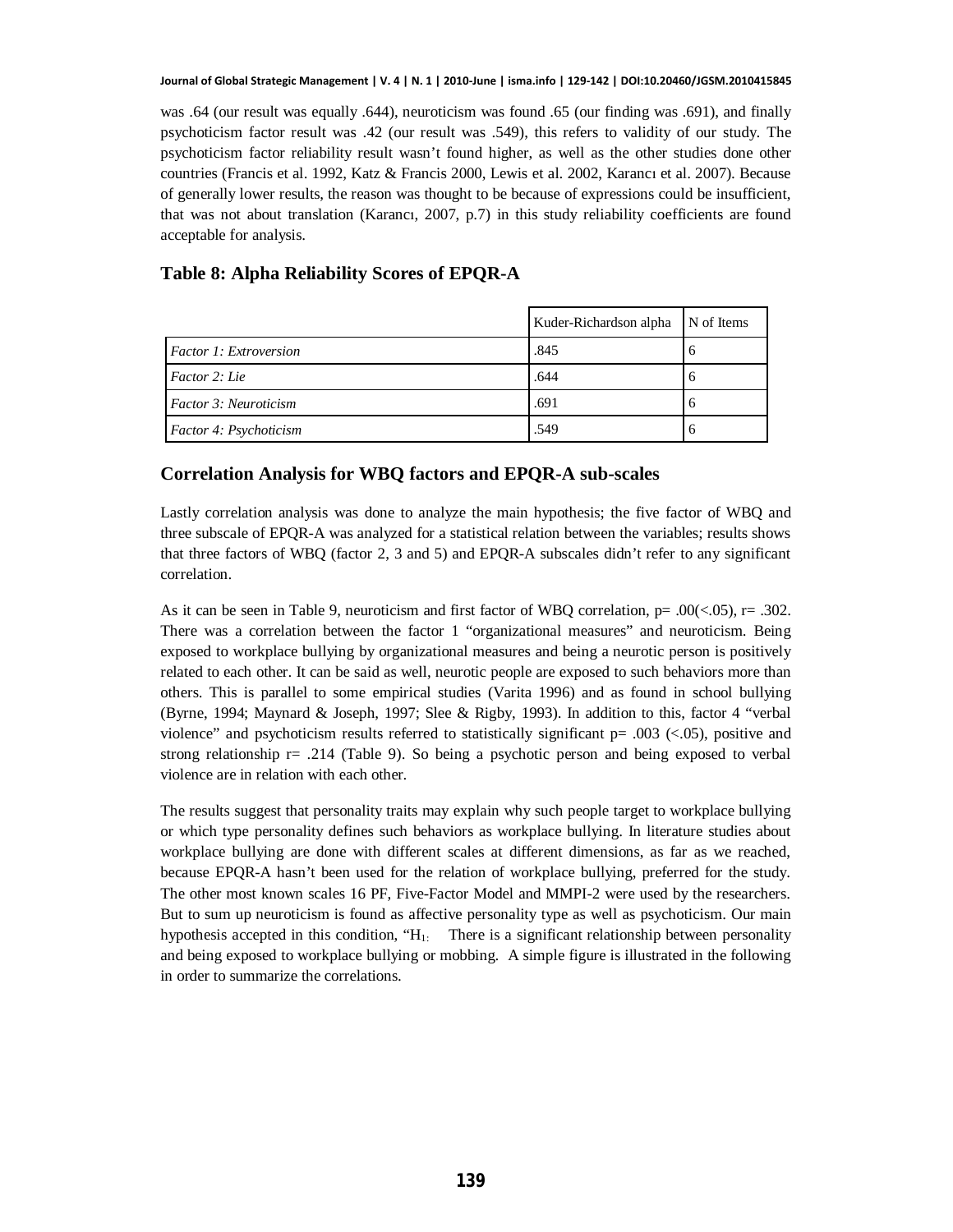was .64 (our result was equally .644), neuroticism was found .65 (our finding was .691), and finally psychoticism factor result was .42 (our result was .549), this refers to validity of our study. The psychoticism factor reliability result wasn't found higher, as well as the other studies done other countries (Francis et al. 1992, Katz & Francis 2000, Lewis et al. 2002, Karancı et al. 2007). Because of generally lower results, the reason was thought to be because of expressions could be insufficient, that was not about translation (Karancı, 2007, p.7) in this study reliability coefficients are found acceptable for analysis.

### Table 8: Alpha Reliability Scores of EPQR-A

| | Kuder-Richardson alpha | N of Items |
|---|---|---|
| *Factor 1: Extroversion* | .845 | 6 |
| *Factor 2: Lie* | .644 | 6 |
| *Factor 3: Neuroticism* | .691 | 6 |
| *Factor 4: Psychoticism* | .549 | 6 |

### Correlation Analysis for WBQ factors and EPQR-A sub-scales

Lastly correlation analysis was done to analyze the main hypothesis; the five factor of WBQ and three subscale of EPQR-A was analyzed for a statistical relation between the variables; results shows that three factors of WBQ (factor 2, 3 and 5) and EPQR-A subscales didn't refer to any significant correlation.

As it can be seen in Table 9, neuroticism and first factor of WBQ correlation, $p= .00 (<.05)$, $r= .302$. There was a correlation between the factor 1 "organizational measures" and neuroticism. Being exposed to workplace bullying by organizational measures and being a neurotic person is positively related to each other. It can be said as well, neurotic people are exposed to such behaviors more than others. This is parallel to some empirical studies (Varita 1996) and as found in school bullying (Byrne, 1994; Maynard & Joseph, 1997; Slee & Rigby, 1993). In addition to this, factor 4 "verbal violence" and psychoticism results referred to statistically significant $p= .003$ $(<.05)$, positive and strong relationship $r= .214$ (Table 9). So being a psychotic person and being exposed to verbal violence are in relation with each other.

The results suggest that personality traits may explain why such people target to workplace bullying or which type personality defines such behaviors as workplace bullying. In literature studies about workplace bullying are done with different scales at different dimensions, as far as we reached, because EPQR-A hasn't been used for the relation of workplace bullying, preferred for the study. The other most known scales 16 PF, Five-Factor Model and MMPI-2 were used by the researchers. But to sum up neuroticism is found as affective personality type as well as psychoticism. Our main hypothesis accepted in this condition, "$H_{1:}$ There is a significant relationship between personality and being exposed to workplace bullying or mobbing. A simple figure is illustrated in the following in order to summarize the correlations.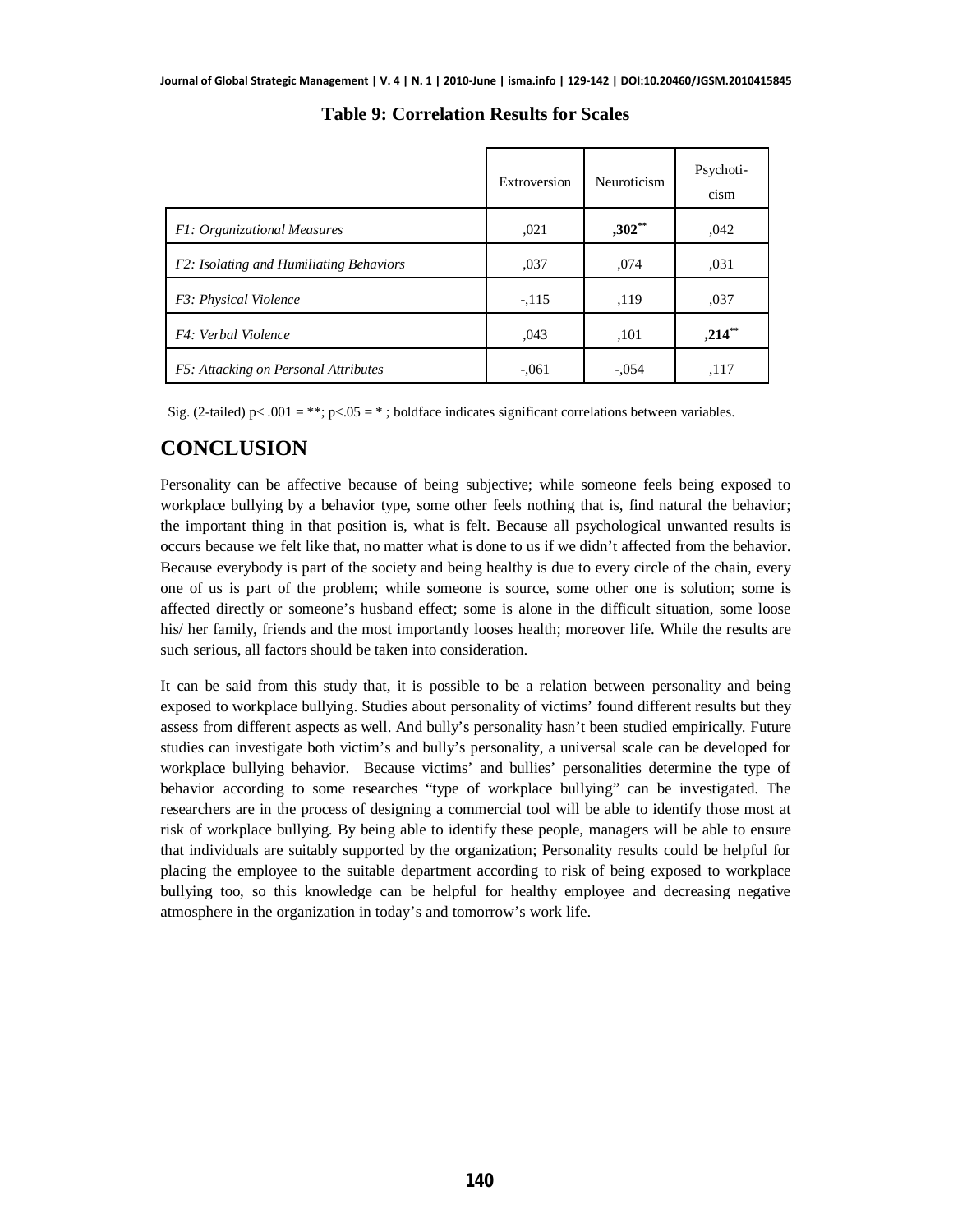**Table 9: Correlation Results for Scales**

| | Extroversion | Neuroticism | Psychoti-cism |
|---|---|---|---|
| *F1: Organizational Measures* | ,021 | **,302\*\*** | ,042 |
| *F2: Isolating and Humiliating Behaviors* | ,037 | ,074 | ,031 |
| *F3: Physical Violence* | -,115 | ,119 | ,037 |
| *F4: Verbal Violence* | ,043 | ,101 | **,214\*\*** |
| *F5: Attacking on Personal Attributes* | -,061 | -,054 | ,117 |

Sig. (2-tailed) p< .001 = **; p<.05 = * ; boldface indicates significant correlations between variables.

## CONCLUSION

Personality can be affective because of being subjective; while someone feels being exposed to workplace bullying by a behavior type, some other feels nothing that is, find natural the behavior; the important thing in that position is, what is felt. Because all psychological unwanted results is occurs because we felt like that, no matter what is done to us if we didn't affected from the behavior. Because everybody is part of the society and being healthy is due to every circle of the chain, every one of us is part of the problem; while someone is source, some other one is solution; some is affected directly or someone's husband effect; some is alone in the difficult situation, some loose his/ her family, friends and the most importantly looses health; moreover life. While the results are such serious, all factors should be taken into consideration.

It can be said from this study that, it is possible to be a relation between personality and being exposed to workplace bullying. Studies about personality of victims' found different results but they assess from different aspects as well. And bully's personality hasn't been studied empirically. Future studies can investigate both victim's and bully's personality, a universal scale can be developed for workplace bullying behavior. Because victims' and bullies' personalities determine the type of behavior according to some researches "type of workplace bullying" can be investigated. The researchers are in the process of designing a commercial tool will be able to identify those most at risk of workplace bullying. By being able to identify these people, managers will be able to ensure that individuals are suitably supported by the organization; Personality results could be helpful for placing the employee to the suitable department according to risk of being exposed to workplace bullying too, so this knowledge can be helpful for healthy employee and decreasing negative atmosphere in the organization in today's and tomorrow's work life.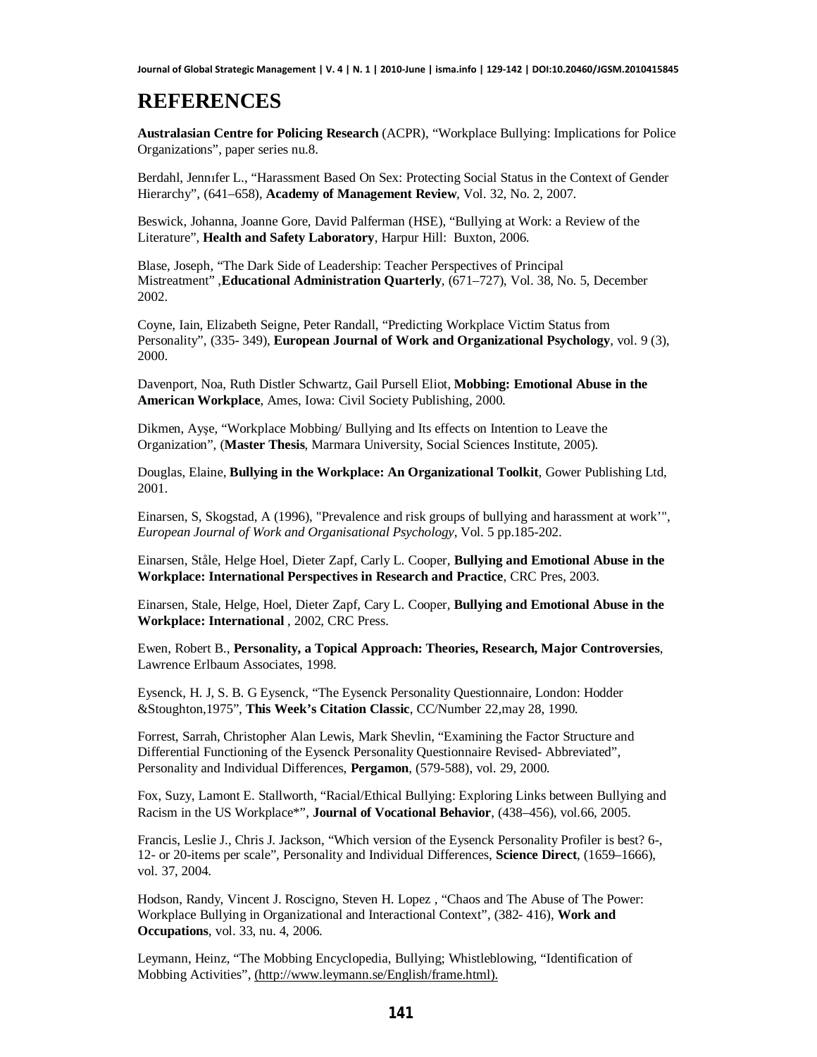# REFERENCES

**Australasian Centre for Policing Research** (ACPR), "Workplace Bullying: Implications for Police Organizations", paper series nu.8.

Berdahl, Jennıfer L., "Harassment Based On Sex: Protecting Social Status in the Context of Gender Hierarchy", (641–658), **Academy of Management Review**, Vol. 32, No. 2, 2007.

Beswick, Johanna, Joanne Gore, David Palferman (HSE), "Bullying at Work: a Review of the Literature", **Health and Safety Laboratory**, Harpur Hill: Buxton, 2006.

Blase, Joseph, "The Dark Side of Leadership: Teacher Perspectives of Principal Mistreatment" ,**Educational Administration Quarterly**, (671–727), Vol. 38, No. 5, December 2002.

Coyne, Iain, Elizabeth Seigne, Peter Randall, "Predicting Workplace Victim Status from Personality", (335- 349), **European Journal of Work and Organizational Psychology**, vol. 9 (3), 2000.

Davenport, Noa, Ruth Distler Schwartz, Gail Pursell Eliot, **Mobbing: Emotional Abuse in the American Workplace**, Ames, Iowa: Civil Society Publishing, 2000.

Dikmen, Ayşe, "Workplace Mobbing/ Bullying and Its effects on Intention to Leave the Organization", (**Master Thesis**, Marmara University, Social Sciences Institute, 2005).

Douglas, Elaine, **Bullying in the Workplace: An Organizational Toolkit**, Gower Publishing Ltd, 2001.

Einarsen, S, Skogstad, A (1996), "Prevalence and risk groups of bullying and harassment at work'", *European Journal of Work and Organisational Psychology*, Vol. 5 pp.185-202.

Einarsen, Ståle, Helge Hoel, Dieter Zapf, Carly L. Cooper, **Bullying and Emotional Abuse in the Workplace: International Perspectives in Research and Practice**, CRC Pres, 2003.

Einarsen, Stale, Helge, Hoel, Dieter Zapf, Cary L. Cooper, **Bullying and Emotional Abuse in the Workplace: International** , 2002, CRC Press.

Ewen, Robert B., **Personality, a Topical Approach: Theories, Research, Major Controversies**, Lawrence Erlbaum Associates, 1998.

Eysenck, H. J, S. B. G Eysenck, "The Eysenck Personality Questionnaire, London: Hodder &Stoughton,1975", **This Week's Citation Classic**, CC/Number 22,may 28, 1990.

Forrest, Sarrah, Christopher Alan Lewis, Mark Shevlin, "Examining the Factor Structure and Differential Functioning of the Eysenck Personality Questionnaire Revised- Abbreviated", Personality and Individual Differences, **Pergamon**, (579-588), vol. 29, 2000.

Fox, Suzy, Lamont E. Stallworth, "Racial/Ethical Bullying: Exploring Links between Bullying and Racism in the US Workplace*", **Journal of Vocational Behavior**, (438–456), vol.66, 2005.

Francis, Leslie J., Chris J. Jackson, "Which version of the Eysenck Personality Profiler is best? 6-, 12- or 20-items per scale", Personality and Individual Differences, **Science Direct**, (1659–1666), vol. 37, 2004.

Hodson, Randy, Vincent J. Roscigno, Steven H. Lopez , "Chaos and The Abuse of The Power: Workplace Bullying in Organizational and Interactional Context", (382- 416), **Work and Occupations**, vol. 33, nu. 4, 2006.

Leymann, Heinz, "The Mobbing Encyclopedia, Bullying; Whistleblowing, "Identification of Mobbing Activities", (http://www.leymann.se/English/frame.html).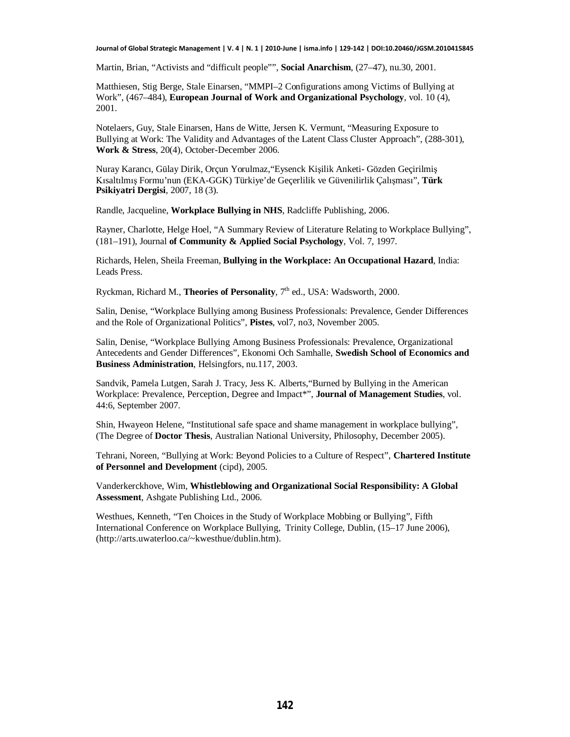Martin, Brian, “Activists and “difficult people””, **Social Anarchism**, (27–47), nu.30, 2001.

Matthiesen, Stig Berge, Stale Einarsen, “MMPI–2 Configurations among Victims of Bullying at Work”, (467–484), **European Journal of Work and Organizational Psychology**, vol. 10 (4), 2001.

Notelaers, Guy, Stale Einarsen, Hans de Witte, Jersen K. Vermunt, “Measuring Exposure to Bullying at Work: The Validity and Advantages of the Latent Class Cluster Approach”, (288-301), **Work & Stress**, 20(4), October-December 2006.

Nuray Karancı, Gülay Dirik, Orçun Yorulmaz,“Eysenck Kişilik Anketi- Gözden Geçirilmiş Kısaltılmış Formu’nun (EKA-GGK) Türkiye’de Geçerlilik ve Güvenilirlik Çalışması”, **Türk Psikiyatri Dergisi**, 2007, 18 (3).

Randle, Jacqueline, **Workplace Bullying in NHS**, Radcliffe Publishing, 2006.

Rayner, Charlotte, Helge Hoel, “A Summary Review of Literature Relating to Workplace Bullying”, (181–191), Journal **of Community & Applied Social Psychology**, Vol. 7, 1997.

Richards, Helen, Sheila Freeman, **Bullying in the Workplace: An Occupational Hazard**, India: Leads Press.

Ryckman, Richard M., **Theories of Personality**, 7th ed., USA: Wadsworth, 2000.

Salin, Denise, “Workplace Bullying among Business Professionals: Prevalence, Gender Differences and the Role of Organizational Politics”, **Pistes**, vol7, no3, November 2005.

Salin, Denise, “Workplace Bullying Among Business Professionals: Prevalence, Organizational Antecedents and Gender Differences”, Ekonomi Och Samhalle, **Swedish School of Economics and Business Administration**, Helsingfors, nu.117, 2003.

Sandvik, Pamela Lutgen, Sarah J. Tracy, Jess K. Alberts,“Burned by Bullying in the American Workplace: Prevalence, Perception, Degree and Impact*”, **Journal of Management Studies**, vol. 44:6, September 2007.

Shin, Hwayeon Helene, “Institutional safe space and shame management in workplace bullying”, (The Degree of **Doctor Thesis**, Australian National University, Philosophy, December 2005).

Tehrani, Noreen, “Bullying at Work: Beyond Policies to a Culture of Respect”, **Chartered Institute of Personnel and Development** (cipd), 2005.

Vanderkerckhove, Wim, **Whistleblowing and Organizational Social Responsibility: A Global Assessment**, Ashgate Publishing Ltd., 2006.

Westhues, Kenneth, “Ten Choices in the Study of Workplace Mobbing or Bullying”, Fifth International Conference on Workplace Bullying, Trinity College, Dublin, (15–17 June 2006), (http://arts.uwaterloo.ca/~kwesthue/dublin.htm).